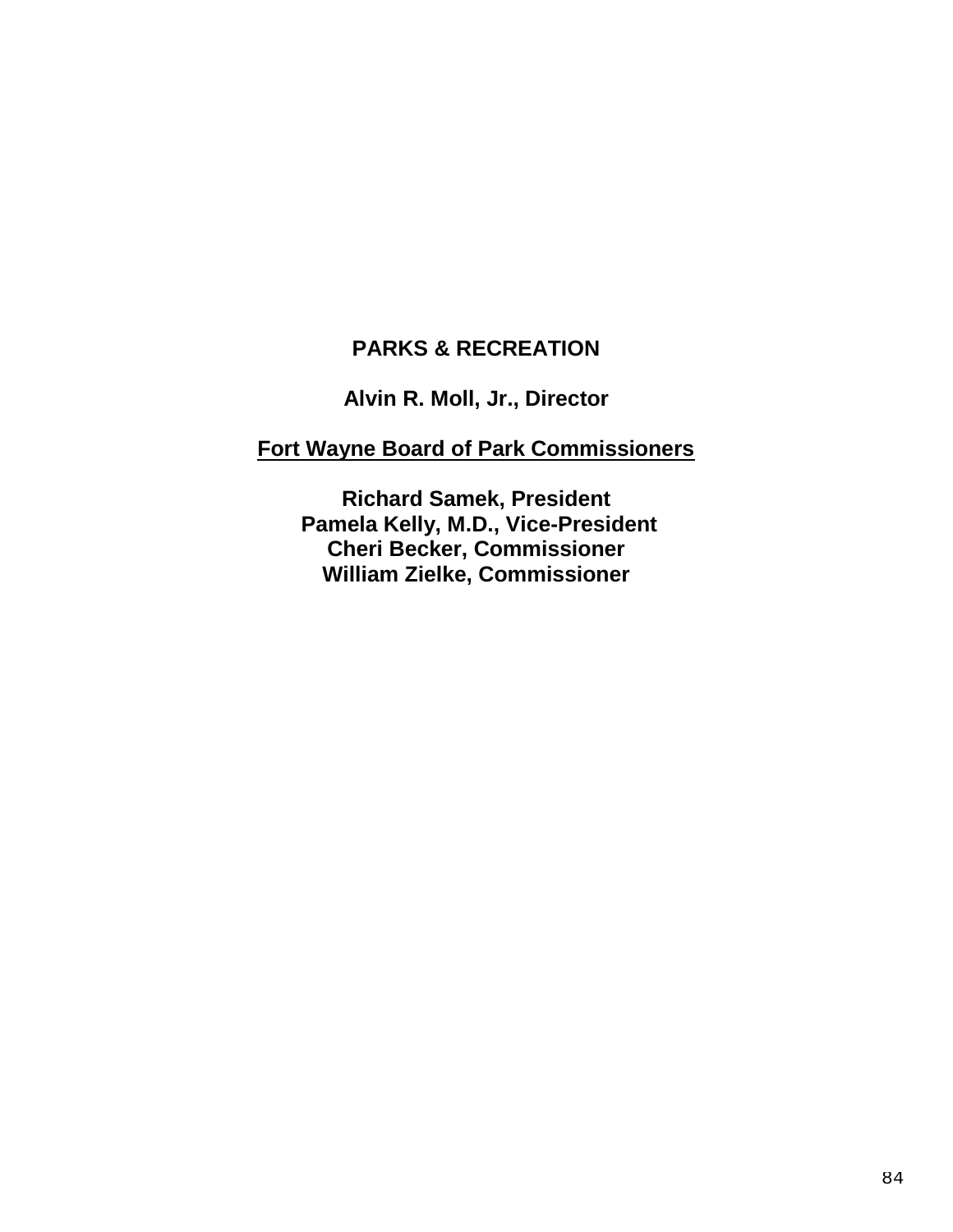# PARKS & RECREATION

**Alvin R. Moll, Jr., Director**

**<u>Fort Wayne Board of Park Commissioners</u>**

**Richard Samek, President**
**Pamela Kelly, M.D., Vice-President**
**Cheri Becker, Commissioner**
**William Zielke, Commissioner**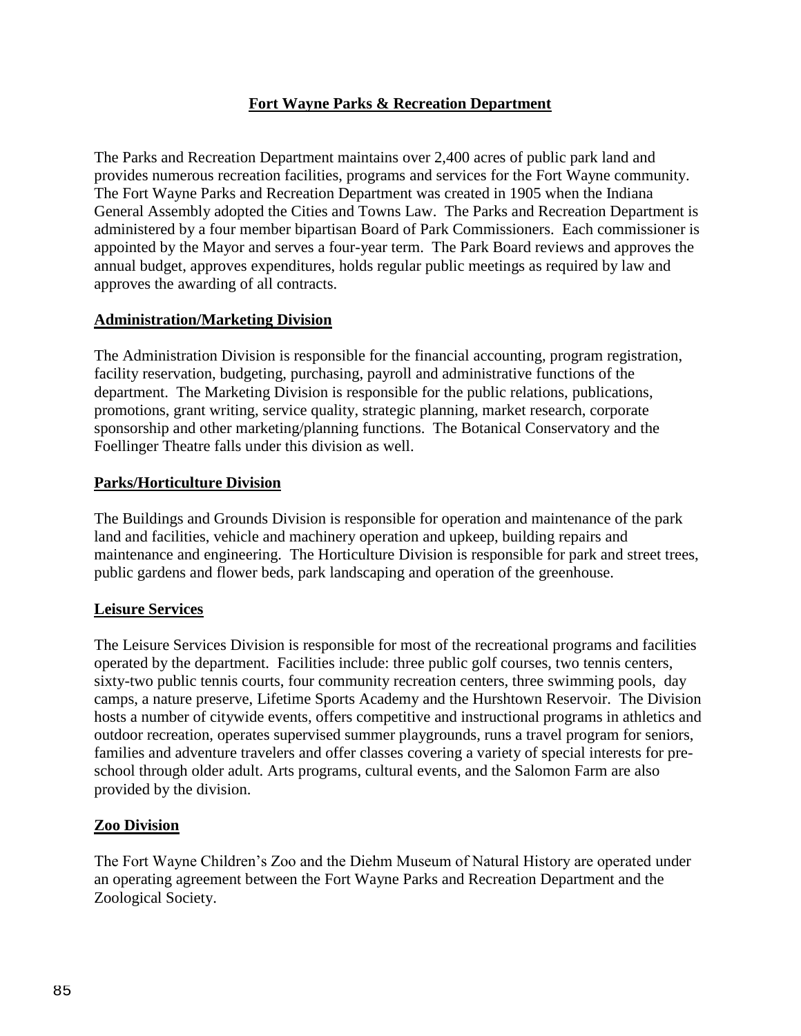## Fort Wayne Parks & Recreation Department

The Parks and Recreation Department maintains over 2,400 acres of public park land and provides numerous recreation facilities, programs and services for the Fort Wayne community. The Fort Wayne Parks and Recreation Department was created in 1905 when the Indiana General Assembly adopted the Cities and Towns Law. The Parks and Recreation Department is administered by a four member bipartisan Board of Park Commissioners. Each commissioner is appointed by the Mayor and serves a four-year term. The Park Board reviews and approves the annual budget, approves expenditures, holds regular public meetings as required by law and approves the awarding of all contracts.

### Administration/Marketing Division

The Administration Division is responsible for the financial accounting, program registration, facility reservation, budgeting, purchasing, payroll and administrative functions of the department. The Marketing Division is responsible for the public relations, publications, promotions, grant writing, service quality, strategic planning, market research, corporate sponsorship and other marketing/planning functions. The Botanical Conservatory and the Foellinger Theatre falls under this division as well.

### Parks/Horticulture Division

The Buildings and Grounds Division is responsible for operation and maintenance of the park land and facilities, vehicle and machinery operation and upkeep, building repairs and maintenance and engineering. The Horticulture Division is responsible for park and street trees, public gardens and flower beds, park landscaping and operation of the greenhouse.

### Leisure Services

The Leisure Services Division is responsible for most of the recreational programs and facilities operated by the department. Facilities include: three public golf courses, two tennis centers, sixty-two public tennis courts, four community recreation centers, three swimming pools, day camps, a nature preserve, Lifetime Sports Academy and the Hurshtown Reservoir. The Division hosts a number of citywide events, offers competitive and instructional programs in athletics and outdoor recreation, operates supervised summer playgrounds, runs a travel program for seniors, families and adventure travelers and offer classes covering a variety of special interests for pre-school through older adult. Arts programs, cultural events, and the Salomon Farm are also provided by the division.

### Zoo Division

The Fort Wayne Children's Zoo and the Diehm Museum of Natural History are operated under an operating agreement between the Fort Wayne Parks and Recreation Department and the Zoological Society.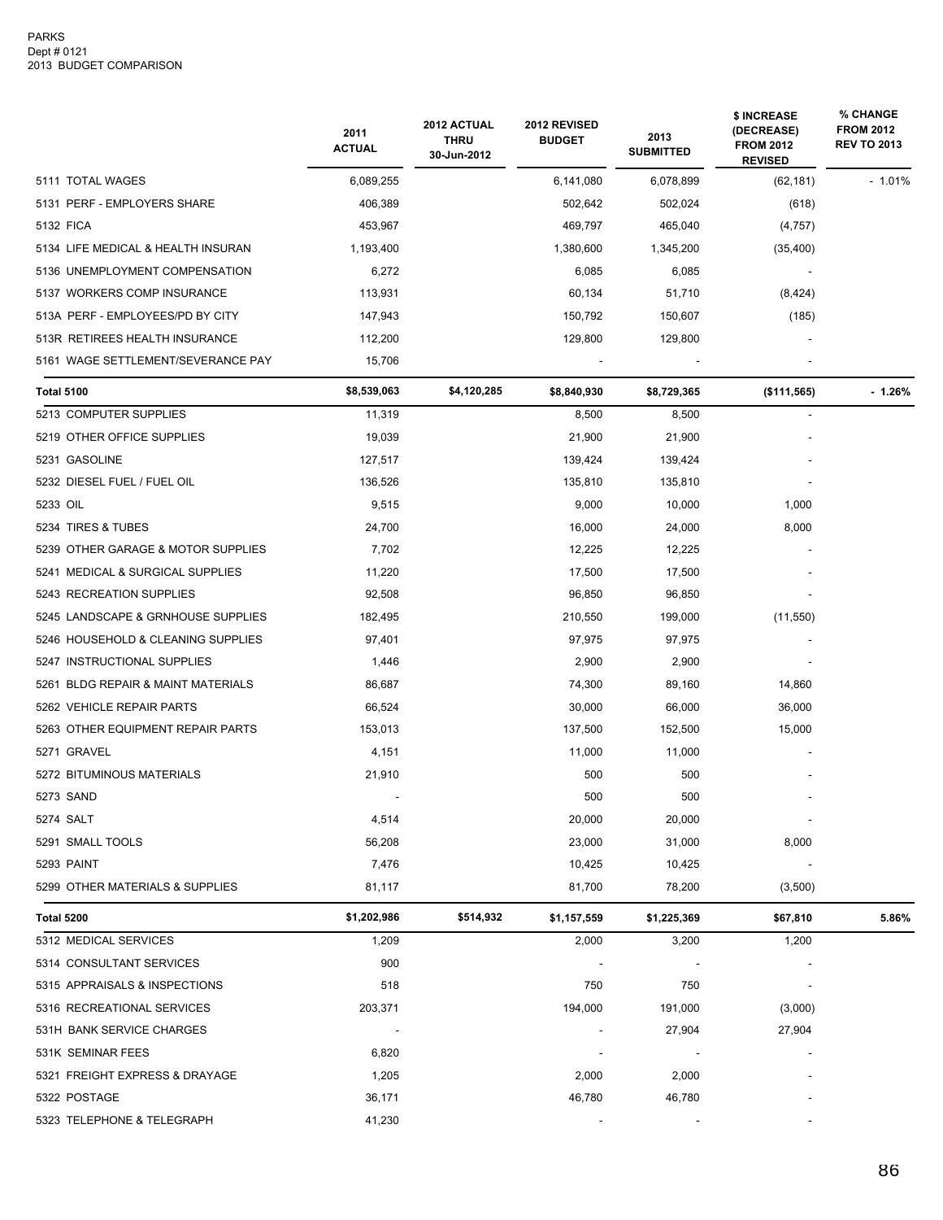PARKS
Dept # 0121
2013 BUDGET COMPARISON

| | 2011 ACTUAL | 2012 ACTUAL THRU 30-Jun-2012 | 2012 REVISED BUDGET | 2013 SUBMITTED | $ INCREASE (DECREASE) FROM 2012 REVISED | % CHANGE FROM 2012 REV TO 2013 |
|---|---|---|---|---|---|---|
| 5111 TOTAL WAGES | 6,089,255 | | 6,141,080 | 6,078,899 | (62,181) | - 1.01% |
| 5131 PERF - EMPLOYERS SHARE | 406,389 | | 502,642 | 502,024 | (618) | |
| 5132 FICA | 453,967 | | 469,797 | 465,040 | (4,757) | |
| 5134 LIFE MEDICAL & HEALTH INSURAN | 1,193,400 | | 1,380,600 | 1,345,200 | (35,400) | |
| 5136 UNEMPLOYMENT COMPENSATION | 6,272 | | 6,085 | 6,085 | - | |
| 5137 WORKERS COMP INSURANCE | 113,931 | | 60,134 | 51,710 | (8,424) | |
| 513A PERF - EMPLOYEES/PD BY CITY | 147,943 | | 150,792 | 150,607 | (185) | |
| 513R RETIREES HEALTH INSURANCE | 112,200 | | 129,800 | 129,800 | - | |
| 5161 WAGE SETTLEMENT/SEVERANCE PAY | 15,706 | | - | - | - | |
| **Total 5100** | **$8,539,063** | **$4,120,285** | **$8,840,930** | **$8,729,365** | **($111,565)** | **- 1.26%** |
| 5213 COMPUTER SUPPLIES | 11,319 | | 8,500 | 8,500 | - | |
| 5219 OTHER OFFICE SUPPLIES | 19,039 | | 21,900 | 21,900 | - | |
| 5231 GASOLINE | 127,517 | | 139,424 | 139,424 | - | |
| 5232 DIESEL FUEL / FUEL OIL | 136,526 | | 135,810 | 135,810 | - | |
| 5233 OIL | 9,515 | | 9,000 | 10,000 | 1,000 | |
| 5234 TIRES & TUBES | 24,700 | | 16,000 | 24,000 | 8,000 | |
| 5239 OTHER GARAGE & MOTOR SUPPLIES | 7,702 | | 12,225 | 12,225 | - | |
| 5241 MEDICAL & SURGICAL SUPPLIES | 11,220 | | 17,500 | 17,500 | - | |
| 5243 RECREATION SUPPLIES | 92,508 | | 96,850 | 96,850 | - | |
| 5245 LANDSCAPE & GRNHOUSE SUPPLIES | 182,495 | | 210,550 | 199,000 | (11,550) | |
| 5246 HOUSEHOLD & CLEANING SUPPLIES | 97,401 | | 97,975 | 97,975 | - | |
| 5247 INSTRUCTIONAL SUPPLIES | 1,446 | | 2,900 | 2,900 | - | |
| 5261 BLDG REPAIR & MAINT MATERIALS | 86,687 | | 74,300 | 89,160 | 14,860 | |
| 5262 VEHICLE REPAIR PARTS | 66,524 | | 30,000 | 66,000 | 36,000 | |
| 5263 OTHER EQUIPMENT REPAIR PARTS | 153,013 | | 137,500 | 152,500 | 15,000 | |
| 5271 GRAVEL | 4,151 | | 11,000 | 11,000 | - | |
| 5272 BITUMINOUS MATERIALS | 21,910 | | 500 | 500 | - | |
| 5273 SAND | - | | 500 | 500 | - | |
| 5274 SALT | 4,514 | | 20,000 | 20,000 | - | |
| 5291 SMALL TOOLS | 56,208 | | 23,000 | 31,000 | 8,000 | |
| 5293 PAINT | 7,476 | | 10,425 | 10,425 | - | |
| 5299 OTHER MATERIALS & SUPPLIES | 81,117 | | 81,700 | 78,200 | (3,500) | |
| **Total 5200** | **$1,202,986** | **$514,932** | **$1,157,559** | **$1,225,369** | **$67,810** | **5.86%** |
| 5312 MEDICAL SERVICES | 1,209 | | 2,000 | 3,200 | 1,200 | |
| 5314 CONSULTANT SERVICES | 900 | | - | - | - | |
| 5315 APPRAISALS & INSPECTIONS | 518 | | 750 | 750 | - | |
| 5316 RECREATIONAL SERVICES | 203,371 | | 194,000 | 191,000 | (3,000) | |
| 531H BANK SERVICE CHARGES | - | | - | 27,904 | 27,904 | |
| 531K SEMINAR FEES | 6,820 | | - | - | - | |
| 5321 FREIGHT EXPRESS & DRAYAGE | 1,205 | | 2,000 | 2,000 | - | |
| 5322 POSTAGE | 36,171 | | 46,780 | 46,780 | - | |
| 5323 TELEPHONE & TELEGRAPH | 41,230 | | - | - | - | |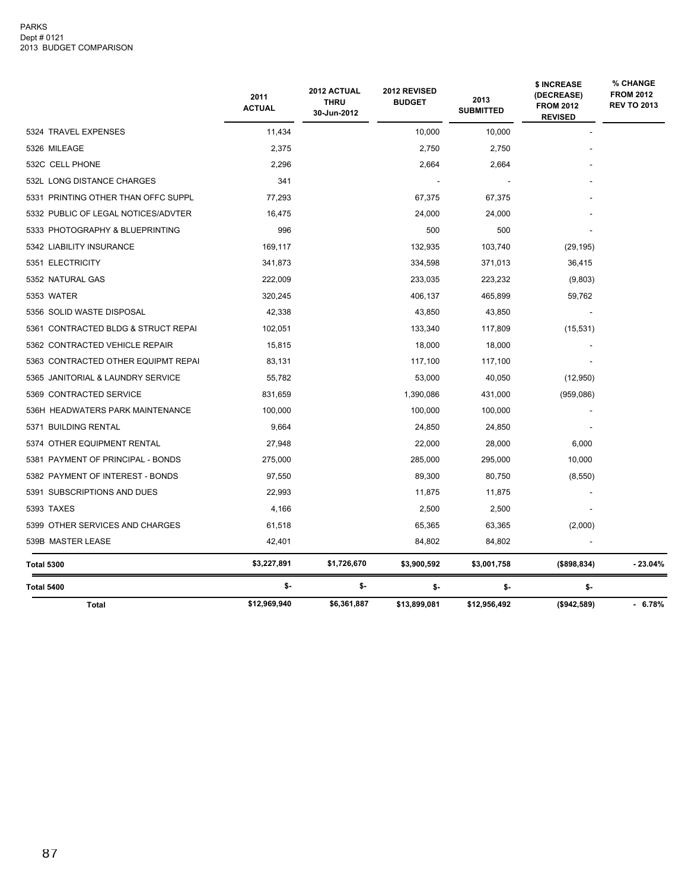PARKS
Dept # 0121
2013 BUDGET COMPARISON

| | 2011 ACTUAL | 2012 ACTUAL THRU 30-Jun-2012 | 2012 REVISED BUDGET | 2013 SUBMITTED | $ INCREASE (DECREASE) FROM 2012 REVISED | % CHANGE FROM 2012 REV TO 2013 |
|---|---|---|---|---|---|---|
| 5324 TRAVEL EXPENSES | 11,434 | | 10,000 | 10,000 | - | |
| 5326 MILEAGE | 2,375 | | 2,750 | 2,750 | - | |
| 532C CELL PHONE | 2,296 | | 2,664 | 2,664 | - | |
| 532L LONG DISTANCE CHARGES | 341 | | - | - | - | |
| 5331 PRINTING OTHER THAN OFFC SUPPL | 77,293 | | 67,375 | 67,375 | - | |
| 5332 PUBLIC OF LEGAL NOTICES/ADVTER | 16,475 | | 24,000 | 24,000 | - | |
| 5333 PHOTOGRAPHY & BLUEPRINTING | 996 | | 500 | 500 | - | |
| 5342 LIABILITY INSURANCE | 169,117 | | 132,935 | 103,740 | (29,195) | |
| 5351 ELECTRICITY | 341,873 | | 334,598 | 371,013 | 36,415 | |
| 5352 NATURAL GAS | 222,009 | | 233,035 | 223,232 | (9,803) | |
| 5353 WATER | 320,245 | | 406,137 | 465,899 | 59,762 | |
| 5356 SOLID WASTE DISPOSAL | 42,338 | | 43,850 | 43,850 | - | |
| 5361 CONTRACTED BLDG & STRUCT REPAI | 102,051 | | 133,340 | 117,809 | (15,531) | |
| 5362 CONTRACTED VEHICLE REPAIR | 15,815 | | 18,000 | 18,000 | - | |
| 5363 CONTRACTED OTHER EQUIPMT REPAI | 83,131 | | 117,100 | 117,100 | - | |
| 5365 JANITORIAL & LAUNDRY SERVICE | 55,782 | | 53,000 | 40,050 | (12,950) | |
| 5369 CONTRACTED SERVICE | 831,659 | | 1,390,086 | 431,000 | (959,086) | |
| 536H HEADWATERS PARK MAINTENANCE | 100,000 | | 100,000 | 100,000 | - | |
| 5371 BUILDING RENTAL | 9,664 | | 24,850 | 24,850 | - | |
| 5374 OTHER EQUIPMENT RENTAL | 27,948 | | 22,000 | 28,000 | 6,000 | |
| 5381 PAYMENT OF PRINCIPAL - BONDS | 275,000 | | 285,000 | 295,000 | 10,000 | |
| 5382 PAYMENT OF INTEREST - BONDS | 97,550 | | 89,300 | 80,750 | (8,550) | |
| 5391 SUBSCRIPTIONS AND DUES | 22,993 | | 11,875 | 11,875 | - | |
| 5393 TAXES | 4,166 | | 2,500 | 2,500 | - | |
| 5399 OTHER SERVICES AND CHARGES | 61,518 | | 65,365 | 63,365 | (2,000) | |
| 539B MASTER LEASE | 42,401 | | 84,802 | 84,802 | - | |
| **Total 5300** | **$3,227,891** | **$1,726,670** | **$3,900,592** | **$3,001,758** | **($898,834)** | **- 23.04%** |
| **Total 5400** | **$-** | **$-** | **$-** | **$-** | **$-** | |
| **Total** | **$12,969,940** | **$6,361,887** | **$13,899,081** | **$12,956,492** | **($942,589)** | **- 6.78%** |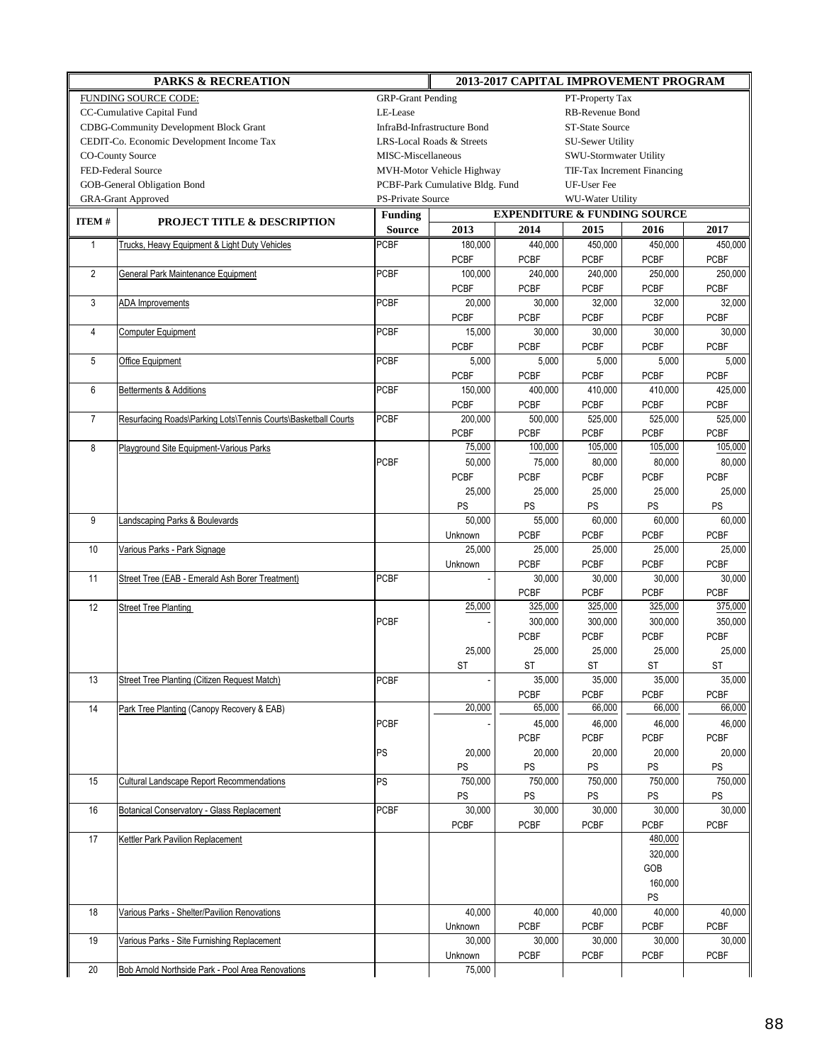| PARKS & RECREATION | | | 2013-2017 CAPITAL IMPROVEMENT PROGRAM | | | | |
|---|---|---|---|---|---|---|---|
| FUNDING SOURCE CODE: | | GRP-Grant Pending | | | PT-Property Tax | | |
| CC-Cumulative Capital Fund | | LE-Lease | | | RB-Revenue Bond | | |
| CDBG-Community Development Block Grant | | InfraBd-Infrastructure Bond | | | ST-State Source | | |
| CEDIT-Co. Economic Development Income Tax | | LRS-Local Roads & Streets | | | SU-Sewer Utility | | |
| CO-County Source | | MISC-Miscellaneous | | | SWU-Stormwater Utility | | |
| FED-Federal Source | | MVH-Motor Vehicle Highway | | | TIF-Tax Increment Financing | | |
| GOB-General Obligation Bond | | PCBF-Park Cumulative Bldg. Fund | | | UF-User Fee | | |
| GRA-Grant Approved | | PS-Private Source | | | WU-Water Utility | | |

| ITEM # | PROJECT TITLE & DESCRIPTION | Funding Source | EXPENDITURE & FUNDING SOURCE | | | | |
|---|---|---|---|---|---|---|---|
| | | | 2013 | 2014 | 2015 | 2016 | 2017 |
| 1 | Trucks, Heavy Equipment & Light Duty Vehicles | PCBF | 180,000 | 440,000 | 450,000 | 450,000 | 450,000 |
| | | | PCBF | PCBF | PCBF | PCBF | PCBF |
| 2 | General Park Maintenance Equipment | PCBF | 100,000 | 240,000 | 240,000 | 250,000 | 250,000 |
| | | | PCBF | PCBF | PCBF | PCBF | PCBF |
| 3 | ADA Improvements | PCBF | 20,000 | 30,000 | 32,000 | 32,000 | 32,000 |
| | | | PCBF | PCBF | PCBF | PCBF | PCBF |
| 4 | Computer Equipment | PCBF | 15,000 | 30,000 | 30,000 | 30,000 | 30,000 |
| | | | PCBF | PCBF | PCBF | PCBF | PCBF |
| 5 | Office Equipment | PCBF | 5,000 | 5,000 | 5,000 | 5,000 | 5,000 |
| | | | PCBF | PCBF | PCBF | PCBF | PCBF |
| 6 | Betterments & Additions | PCBF | 150,000 | 400,000 | 410,000 | 410,000 | 425,000 |
| | | | PCBF | PCBF | PCBF | PCBF | PCBF |
| 7 | Resurfacing Roads\Parking Lots\Tennis Courts\Basketball Courts | PCBF | 200,000 | 500,000 | 525,000 | 525,000 | 525,000 |
| | | | PCBF | PCBF | PCBF | PCBF | PCBF |
| 8 | Playground Site Equipment-Various Parks | | 75,000 | 100,000 | 105,000 | 105,000 | 105,000 |
| | | PCBF | 50,000 | 75,000 | 80,000 | 80,000 | 80,000 |
| | | | PCBF | PCBF | PCBF | PCBF | PCBF |
| | | | 25,000 | 25,000 | 25,000 | 25,000 | 25,000 |
| | | | PS | PS | PS | PS | PS |
| 9 | Landscaping Parks & Boulevards | | 50,000 | 55,000 | 60,000 | 60,000 | 60,000 |
| | | | Unknown | PCBF | PCBF | PCBF | PCBF |
| 10 | Various Parks - Park Signage | | 25,000 | 25,000 | 25,000 | 25,000 | 25,000 |
| | | | Unknown | PCBF | PCBF | PCBF | PCBF |
| 11 | Street Tree (EAB - Emerald Ash Borer Treatment) | PCBF | - | 30,000 | 30,000 | 30,000 | 30,000 |
| | | | | PCBF | PCBF | PCBF | PCBF |
| 12 | Street Tree Planting | | 25,000 | 325,000 | 325,000 | 325,000 | 375,000 |
| | | PCBF | - | 300,000 | 300,000 | 300,000 | 350,000 |
| | | | | PCBF | PCBF | PCBF | PCBF |
| | | | 25,000 | 25,000 | 25,000 | 25,000 | 25,000 |
| | | | ST | ST | ST | ST | ST |
| 13 | Street Tree Planting (Citizen Request Match) | PCBF | - | 35,000 | 35,000 | 35,000 | 35,000 |
| | | | | PCBF | PCBF | PCBF | PCBF |
| 14 | Park Tree Planting (Canopy Recovery & EAB) | | 20,000 | 65,000 | 66,000 | 66,000 | 66,000 |
| | | PCBF | - | 45,000 | 46,000 | 46,000 | 46,000 |
| | | | | PCBF | PCBF | PCBF | PCBF |
| | | PS | 20,000 | 20,000 | 20,000 | 20,000 | 20,000 |
| | | | PS | PS | PS | PS | PS |
| 15 | Cultural Landscape Report Recommendations | PS | 750,000 | 750,000 | 750,000 | 750,000 | 750,000 |
| | | | PS | PS | PS | PS | PS |
| 16 | Botanical Conservatory - Glass Replacement | PCBF | 30,000 | 30,000 | 30,000 | 30,000 | 30,000 |
| | | | PCBF | PCBF | PCBF | PCBF | PCBF |
| 17 | Kettler Park Pavilion Replacement | | | | | 480,000 | |
| | | | | | | 320,000 | |
| | | | | | | GOB | |
| | | | | | | 160,000 | |
| | | | | | | PS | |
| 18 | Various Parks - Shelter/Pavilion Renovations | | 40,000 | 40,000 | 40,000 | 40,000 | 40,000 |
| | | | Unknown | PCBF | PCBF | PCBF | PCBF |
| 19 | Various Parks - Site Furnishing Replacement | | 30,000 | 30,000 | 30,000 | 30,000 | 30,000 |
| | | | Unknown | PCBF | PCBF | PCBF | PCBF |
| 20 | Bob Arnold Northside Park - Pool Area Renovations | | 75,000 | | | | |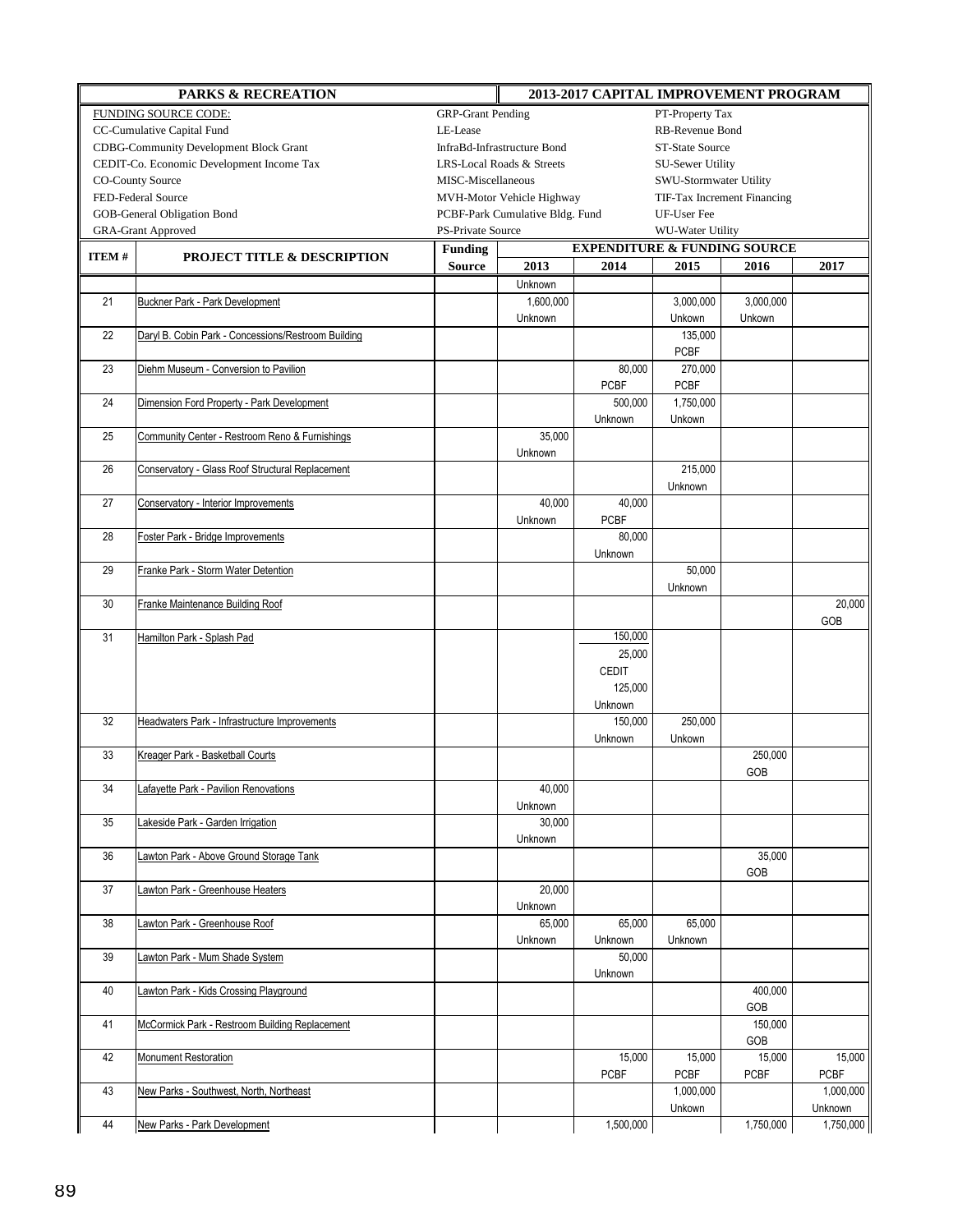| PARKS & RECREATION | | | 2013-2017 CAPITAL IMPROVEMENT PROGRAM | | | | |
|---|---|---|---|---|---|---|---|
| FUNDING SOURCE CODE: | | GRP-Grant Pending | | | PT-Property Tax | | |
| CC-Cumulative Capital Fund | | LE-Lease | | | RB-Revenue Bond | | |
| CDBG-Community Development Block Grant | | InfraBd-Infrastructure Bond | | | ST-State Source | | |
| CEDIT-Co. Economic Development Income Tax | | LRS-Local Roads & Streets | | | SU-Sewer Utility | | |
| CO-County Source | | MISC-Miscellaneous | | | SWU-Stormwater Utility | | |
| FED-Federal Source | | MVH-Motor Vehicle Highway | | | TIF-Tax Increment Financing | | |
| GOB-General Obligation Bond | | PCBF-Park Cumulative Bldg. Fund | | | UF-User Fee | | |
| GRA-Grant Approved | | PS-Private Source | | | WU-Water Utility | | |
| ITEM # | PROJECT TITLE & DESCRIPTION | Funding | EXPENDITURE & FUNDING SOURCE | | | | |
| | | Source | 2013 | 2014 | 2015 | 2016 | 2017 |
| | | | Unknown | | | | |
| 21 | Buckner Park - Park Development | | 1,600,000<br>Unknown | | 3,000,000<br>Unkown | 3,000,000<br>Unkown | |
| 22 | Daryl B. Cobin Park - Concessions/Restroom Building | | | | 135,000<br>PCBF | | |
| 23 | Diehm Museum - Conversion to Pavilion | | | 80,000<br>PCBF | 270,000<br>PCBF | | |
| 24 | Dimension Ford Property - Park Development | | | 500,000<br>Unknown | 1,750,000<br>Unkown | | |
| 25 | Community Center - Restroom Reno & Furnishings | | 35,000<br>Unknown | | | | |
| 26 | Conservatory - Glass Roof Structural Replacement | | | | 215,000<br>Unknown | | |
| 27 | Conservatory - Interior Improvements | | 40,000<br>Unknown | 40,000<br>PCBF | | | |
| 28 | Foster Park - Bridge Improvements | | | 80,000<br>Unknown | | | |
| 29 | Franke Park - Storm Water Detention | | | | 50,000<br>Unknown | | |
| 30 | Franke Maintenance Building Roof | | | | | | 20,000<br>GOB |
| 31 | Hamilton Park - Splash Pad | | | 150,000<br>25,000<br>CEDIT<br>125,000<br>Unknown | | | |
| 32 | Headwaters Park - Infrastructure Improvements | | | 150,000<br>Unknown | 250,000<br>Unkown | | |
| 33 | Kreager Park - Basketball Courts | | | | | 250,000<br>GOB | |
| 34 | Lafayette Park - Pavilion Renovations | | 40,000<br>Unknown | | | | |
| 35 | Lakeside Park - Garden Irrigation | | 30,000<br>Unknown | | | | |
| 36 | Lawton Park - Above Ground Storage Tank | | | | | 35,000<br>GOB | |
| 37 | Lawton Park - Greenhouse Heaters | | 20,000<br>Unknown | | | | |
| 38 | Lawton Park - Greenhouse Roof | | 65,000<br>Unknown | 65,000<br>Unknown | 65,000<br>Unknown | | |
| 39 | Lawton Park - Mum Shade System | | | 50,000<br>Unknown | | | |
| 40 | Lawton Park - Kids Crossing Playground | | | | | 400,000<br>GOB | |
| 41 | McCormick Park - Restroom Building Replacement | | | | | 150,000<br>GOB | |
| 42 | Monument Restoration | | | 15,000<br>PCBF | 15,000<br>PCBF | 15,000<br>PCBF | 15,000<br>PCBF |
| 43 | New Parks - Southwest, North, Northeast | | | | 1,000,000<br>Unkown | | 1,000,000<br>Unknown |
| 44 | New Parks - Park Development | | | 1,500,000 | | 1,750,000 | 1,750,000 |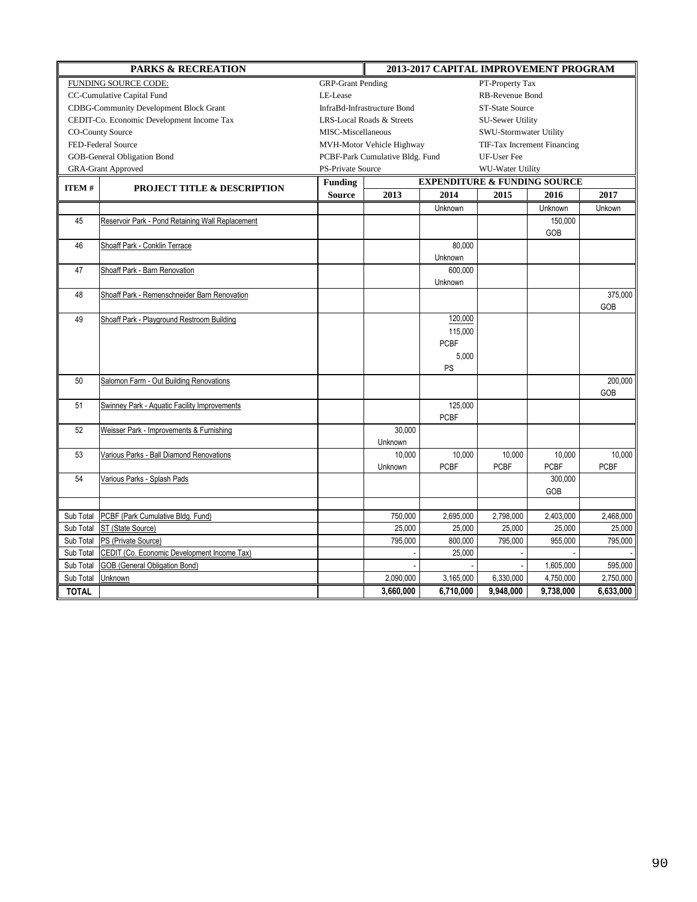| PARKS & RECREATION | | | 2013-2017 CAPITAL IMPROVEMENT PROGRAM | | | | |
|---|---|---|---|---|---|---|---|
| FUNDING SOURCE CODE: | | GRP-Grant Pending | | | PT-Property Tax | | |
| CC-Cumulative Capital Fund | | LE-Lease | | | RB-Revenue Bond | | |
| CDBG-Community Development Block Grant | | InfraBd-Infrastructure Bond | | | ST-State Source | | |
| CEDIT-Co. Economic Development Income Tax | | LRS-Local Roads & Streets | | | SU-Sewer Utility | | |
| CO-County Source | | MISC-Miscellaneous | | | SWU-Stormwater Utility | | |
| FED-Federal Source | | MVH-Motor Vehicle Highway | | | TIF-Tax Increment Financing | | |
| GOB-General Obligation Bond | | PCBF-Park Cumulative Bldg. Fund | | | UF-User Fee | | |
| GRA-Grant Approved | | PS-Private Source | | | WU-Water Utility | | |
| ITEM # | PROJECT TITLE & DESCRIPTION | Funding | EXPENDITURE & FUNDING SOURCE | | | | |
| | | Source | 2013 | 2014 | 2015 | 2016 | 2017 |
| | | | | Unknown | | Unknown | Unkown |
| 45 | Reservoir Park - Pond Retaining Wall Replacement | | | | | 150,000<br>GOB | |
| 46 | Shoaff Park - Conklin Terrace | | | 80,000<br>Unknown | | | |
| 47 | Shoaff Park - Barn Renovation | | | 600,000<br>Unknown | | | |
| 48 | Shoaff Park - Remenschneider Barn Renovation | | | | | | 375,000<br>GOB |
| 49 | Shoaff Park - Playground Restroom Building | | | 120,000<br>115,000<br>PCBF<br>5,000<br>PS | | | |
| 50 | Salomon Farm - Out Building Renovations | | | | | | 200,000<br>GOB |
| 51 | Swinney Park - Aquatic Facility Improvements | | | 125,000<br>PCBF | | | |
| 52 | Weisser Park - Improvements & Furnishing | | 30,000<br>Unknown | | | | |
| 53 | Various Parks - Ball Diamond Renovations | | 10,000<br>Unknown | 10,000<br>PCBF | 10,000<br>PCBF | 10,000<br>PCBF | 10,000<br>PCBF |
| 54 | Various Parks - Splash Pads | | | | | 300,000<br>GOB | |
| | | | | | | | |
| Sub Total | PCBF (Park Cumulative Bldg. Fund) | | 750,000 | 2,695,000 | 2,798,000 | 2,403,000 | 2,468,000 |
| Sub Total | ST (State Source) | | 25,000 | 25,000 | 25,000 | 25,000 | 25,000 |
| Sub Total | PS (Private Source) | | 795,000 | 800,000 | 795,000 | 955,000 | 795,000 |
| Sub Total | CEDIT (Co. Economic Development Income Tax) | | - | 25,000 | - | - | - |
| Sub Total | GOB (General Obligation Bond) | | - | - | - | 1,605,000 | 595,000 |
| Sub Total | Unknown | | 2,090,000 | 3,165,000 | 6,330,000 | 4,750,000 | 2,750,000 |
| **TOTAL** | | | **3,660,000** | **6,710,000** | **9,948,000** | **9,738,000** | **6,633,000** |